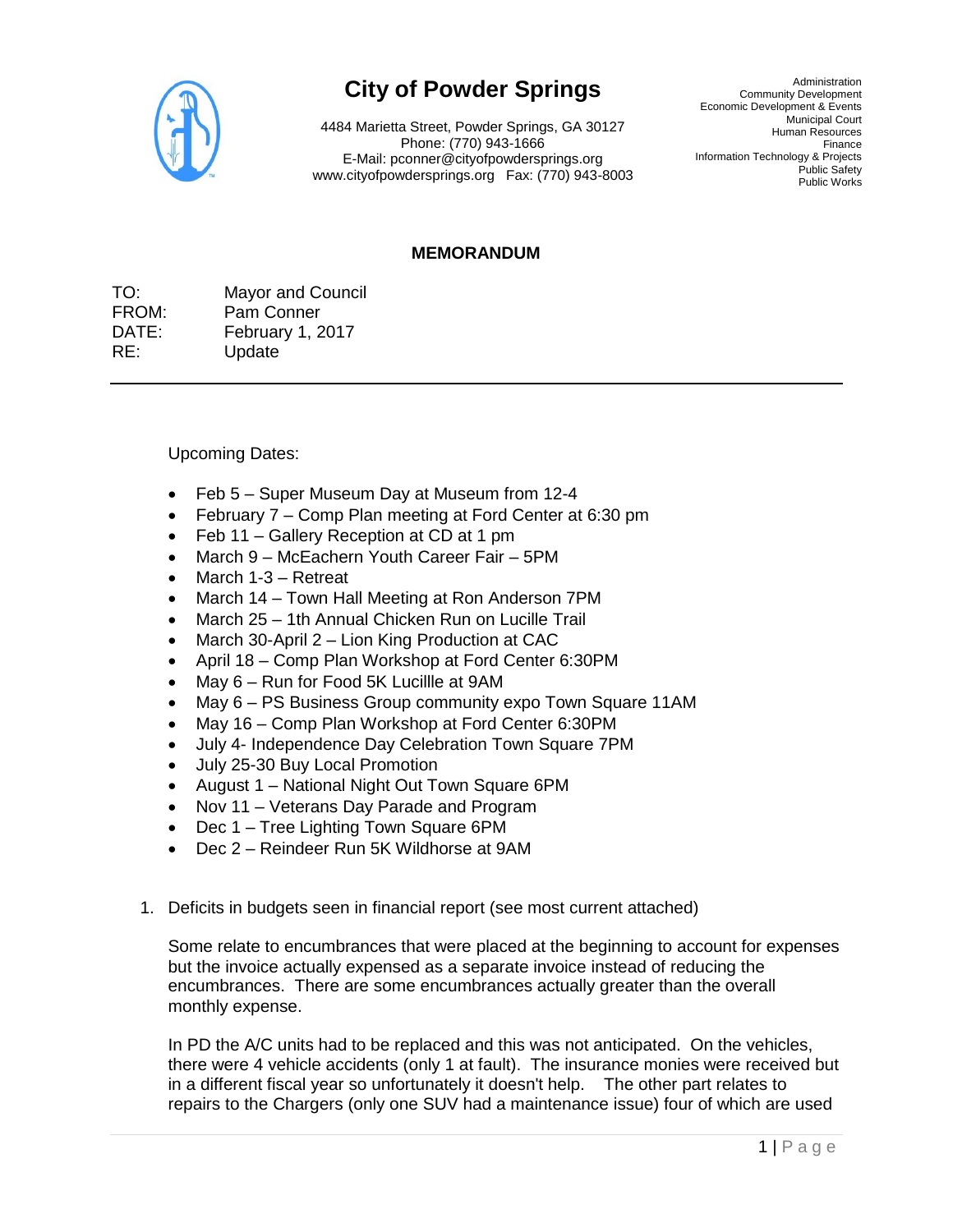# City of Powder Springs

4484 Marietta Street, Powder Springs, GA 30127
Phone: (770) 943-1666
E-Mail: pconner@cityofpowdersprings.org
www.cityofpowdersprings.org Fax: (770) 943-8003

Administration
Community Development
Economic Development & Events
Municipal Court
Human Resources
Finance
Information Technology & Projects
Public Safety
Public Works

## MEMORANDUM

TO: Mayor and Council
FROM: Pam Conner
DATE: February 1, 2017
RE: Update

---

Upcoming Dates:

- Feb 5 – Super Museum Day at Museum from 12-4
- February 7 – Comp Plan meeting at Ford Center at 6:30 pm
- Feb 11 – Gallery Reception at CD at 1 pm
- March 9 – McEachern Youth Career Fair – 5PM
- March 1-3 – Retreat
- March 14 – Town Hall Meeting at Ron Anderson 7PM
- March 25 – 1th Annual Chicken Run on Lucille Trail
- March 30-April 2 – Lion King Production at CAC
- April 18 – Comp Plan Workshop at Ford Center 6:30PM
- May 6 – Run for Food 5K Lucillle at 9AM
- May 6 – PS Business Group community expo Town Square 11AM
- May 16 – Comp Plan Workshop at Ford Center 6:30PM
- July 4- Independence Day Celebration Town Square 7PM
- July 25-30 Buy Local Promotion
- August 1 – National Night Out Town Square 6PM
- Nov 11 – Veterans Day Parade and Program
- Dec 1 – Tree Lighting Town Square 6PM
- Dec 2 – Reindeer Run 5K Wildhorse at 9AM

1. Deficits in budgets seen in financial report (see most current attached)

   Some relate to encumbrances that were placed at the beginning to account for expenses but the invoice actually expensed as a separate invoice instead of reducing the encumbrances. There are some encumbrances actually greater than the overall monthly expense.

   In PD the A/C units had to be replaced and this was not anticipated. On the vehicles, there were 4 vehicle accidents (only 1 at fault). The insurance monies were received but in a different fiscal year so unfortunately it doesn't help. The other part relates to repairs to the Chargers (only one SUV had a maintenance issue) four of which are used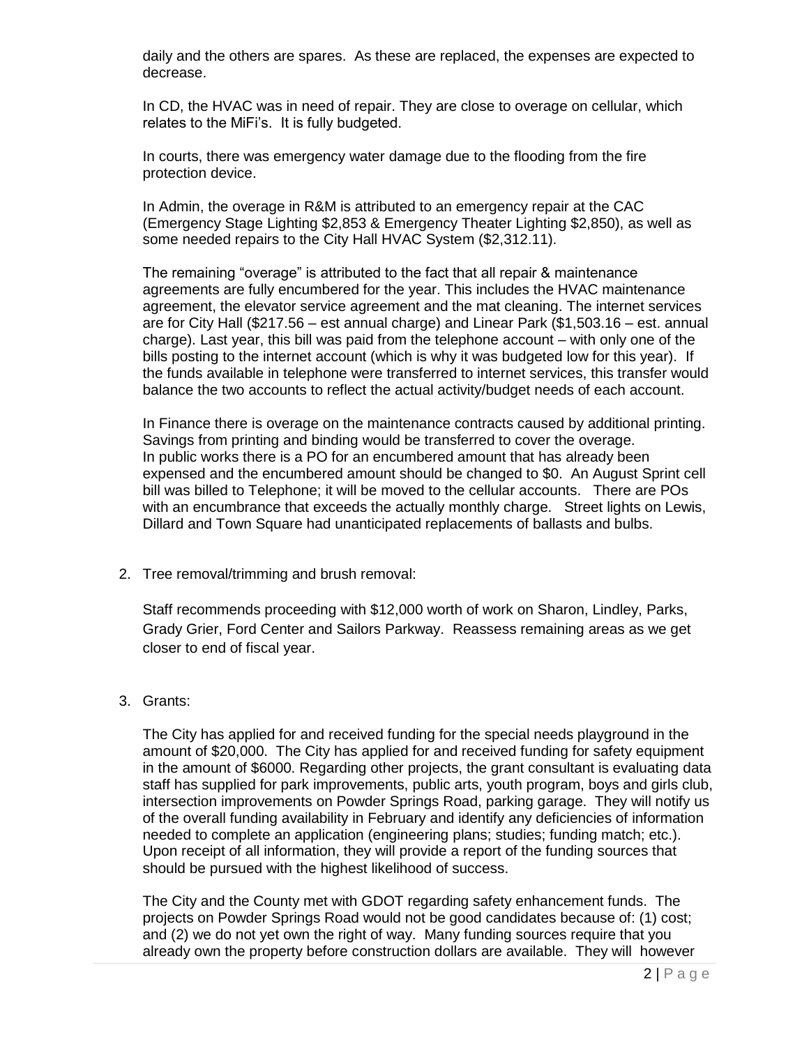daily and the others are spares. As these are replaced, the expenses are expected to decrease.

In CD, the HVAC was in need of repair. They are close to overage on cellular, which relates to the MiFi's. It is fully budgeted.

In courts, there was emergency water damage due to the flooding from the fire protection device.

In Admin, the overage in R&M is attributed to an emergency repair at the CAC (Emergency Stage Lighting $2,853 & Emergency Theater Lighting $2,850), as well as some needed repairs to the City Hall HVAC System ($2,312.11).

The remaining "overage" is attributed to the fact that all repair & maintenance agreements are fully encumbered for the year. This includes the HVAC maintenance agreement, the elevator service agreement and the mat cleaning. The internet services are for City Hall ($217.56 – est annual charge) and Linear Park ($1,503.16 – est. annual charge). Last year, this bill was paid from the telephone account – with only one of the bills posting to the internet account (which is why it was budgeted low for this year). If the funds available in telephone were transferred to internet services, this transfer would balance the two accounts to reflect the actual activity/budget needs of each account.

In Finance there is overage on the maintenance contracts caused by additional printing. Savings from printing and binding would be transferred to cover the overage.
In public works there is a PO for an encumbered amount that has already been expensed and the encumbered amount should be changed to $0. An August Sprint cell bill was billed to Telephone; it will be moved to the cellular accounts. There are POs with an encumbrance that exceeds the actually monthly charge. Street lights on Lewis, Dillard and Town Square had unanticipated replacements of ballasts and bulbs.

2. Tree removal/trimming and brush removal:

   Staff recommends proceeding with $12,000 worth of work on Sharon, Lindley, Parks, Grady Grier, Ford Center and Sailors Parkway. Reassess remaining areas as we get closer to end of fiscal year.

3. Grants:

   The City has applied for and received funding for the special needs playground in the amount of $20,000. The City has applied for and received funding for safety equipment in the amount of $6000. Regarding other projects, the grant consultant is evaluating data staff has supplied for park improvements, public arts, youth program, boys and girls club, intersection improvements on Powder Springs Road, parking garage. They will notify us of the overall funding availability in February and identify any deficiencies of information needed to complete an application (engineering plans; studies; funding match; etc.). Upon receipt of all information, they will provide a report of the funding sources that should be pursued with the highest likelihood of success.

   The City and the County met with GDOT regarding safety enhancement funds. The projects on Powder Springs Road would not be good candidates because of: (1) cost; and (2) we do not yet own the right of way. Many funding sources require that you already own the property before construction dollars are available. They will however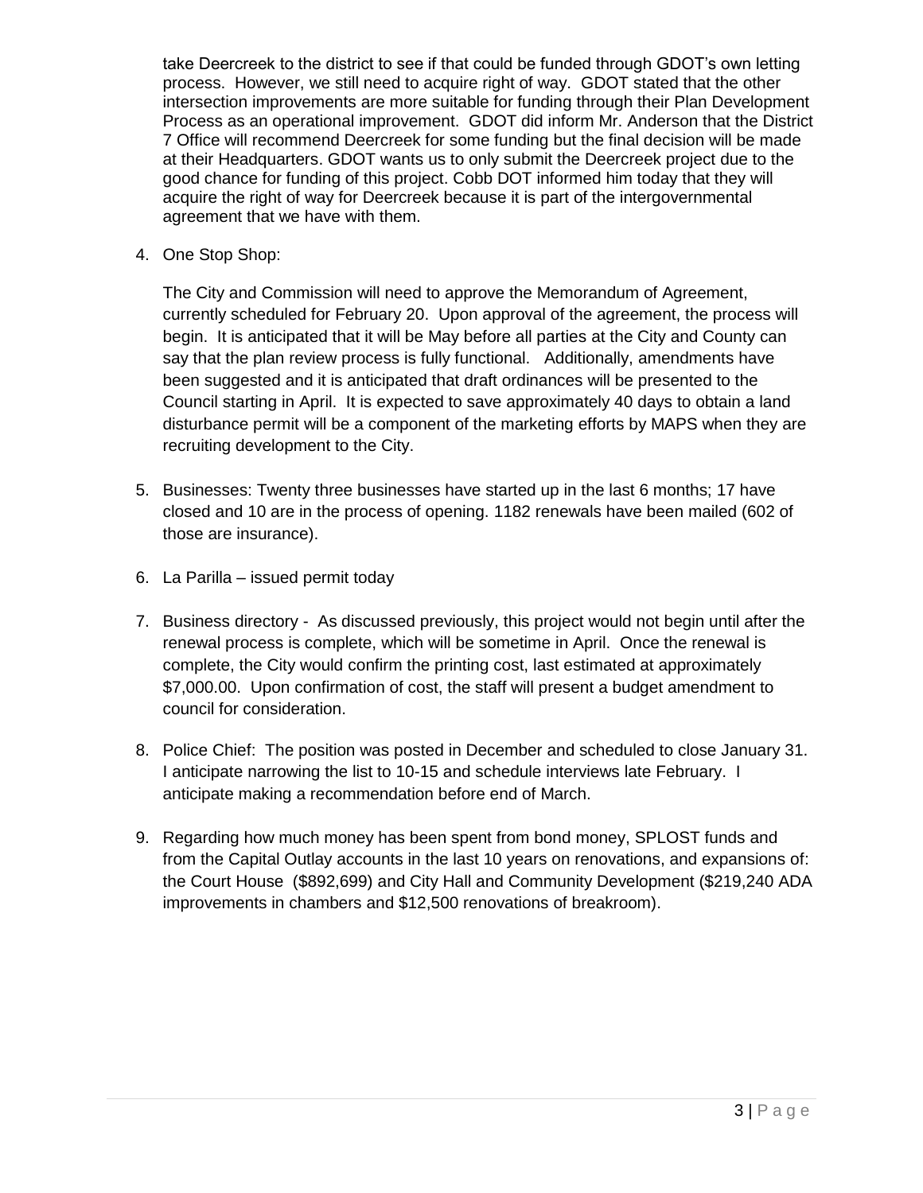take Deercreek to the district to see if that could be funded through GDOT's own letting process. However, we still need to acquire right of way. GDOT stated that the other intersection improvements are more suitable for funding through their Plan Development Process as an operational improvement. GDOT did inform Mr. Anderson that the District 7 Office will recommend Deercreek for some funding but the final decision will be made at their Headquarters. GDOT wants us to only submit the Deercreek project due to the good chance for funding of this project. Cobb DOT informed him today that they will acquire the right of way for Deercreek because it is part of the intergovernmental agreement that we have with them.

4. One Stop Shop:

   The City and Commission will need to approve the Memorandum of Agreement, currently scheduled for February 20. Upon approval of the agreement, the process will begin. It is anticipated that it will be May before all parties at the City and County can say that the plan review process is fully functional. Additionally, amendments have been suggested and it is anticipated that draft ordinances will be presented to the Council starting in April. It is expected to save approximately 40 days to obtain a land disturbance permit will be a component of the marketing efforts by MAPS when they are recruiting development to the City.

5. Businesses: Twenty three businesses have started up in the last 6 months; 17 have closed and 10 are in the process of opening. 1182 renewals have been mailed (602 of those are insurance).

6. La Parilla – issued permit today

7. Business directory - As discussed previously, this project would not begin until after the renewal process is complete, which will be sometime in April. Once the renewal is complete, the City would confirm the printing cost, last estimated at approximately $7,000.00. Upon confirmation of cost, the staff will present a budget amendment to council for consideration.

8. Police Chief: The position was posted in December and scheduled to close January 31. I anticipate narrowing the list to 10-15 and schedule interviews late February. I anticipate making a recommendation before end of March.

9. Regarding how much money has been spent from bond money, SPLOST funds and from the Capital Outlay accounts in the last 10 years on renovations, and expansions of: the Court House ($892,699) and City Hall and Community Development ($219,240 ADA improvements in chambers and $12,500 renovations of breakroom).